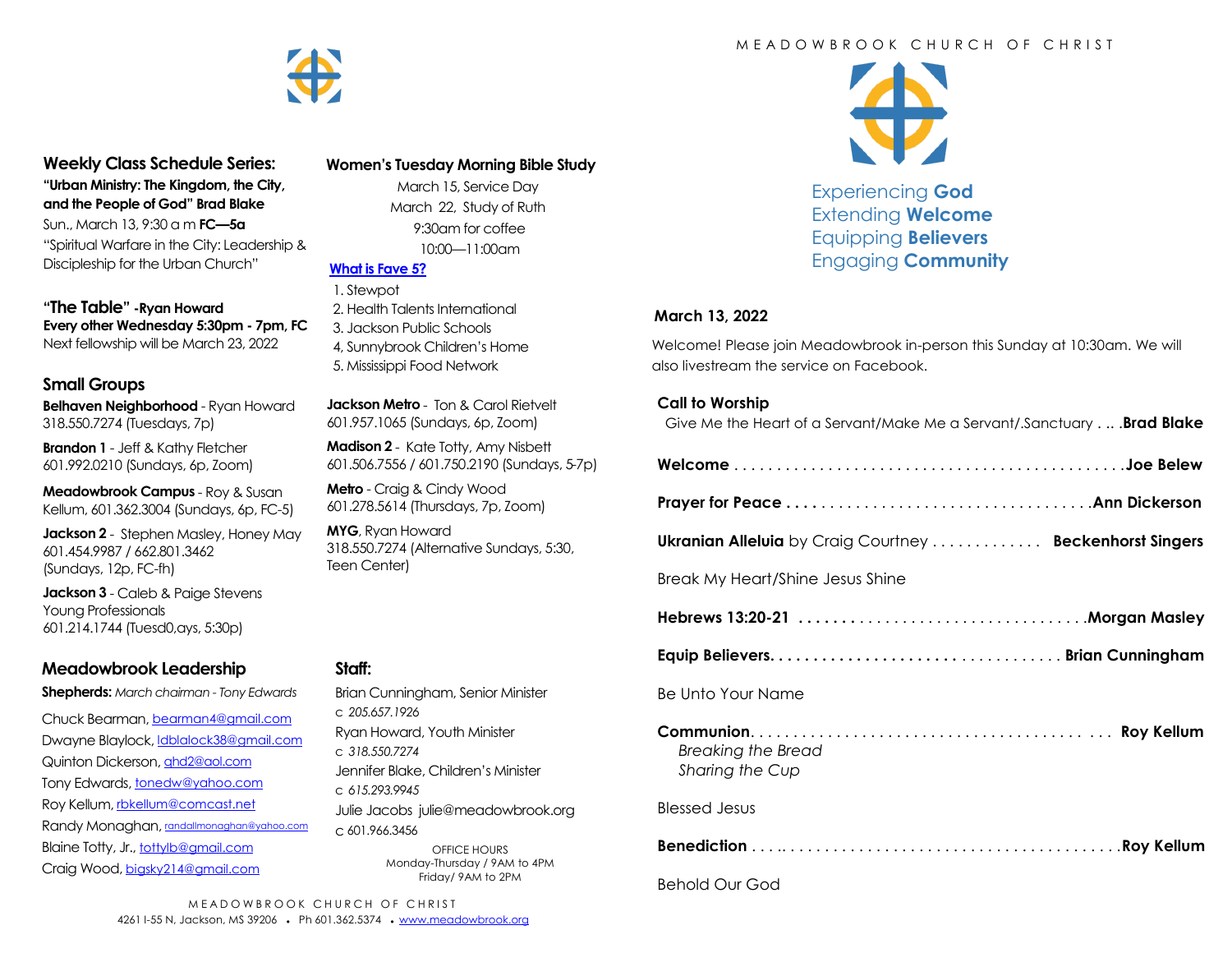## Weekly Class Schedule Series:

**"Urban Ministry: The Kingdom, the City, and the People of God" Brad Blake**
Sun., March 13, 9:30 a m **FC—5a**
"Spiritual Warfare in the City: Leadership & Discipleship for the Urban Church"

**"The Table" -Ryan Howard**
**Every other Wednesday 5:30pm - 7pm, FC**
Next fellowship will be March 23, 2022

## Small Groups

**Belhaven Neighborhood** - Ryan Howard 318.550.7274 (Tuesdays, 7p)

**Brandon 1** - Jeff & Kathy Fletcher 601.992.0210 (Sundays, 6p, Zoom)

**Meadowbrook Campus** - Roy & Susan Kellum, 601.362.3004 (Sundays, 6p, FC-5)

**Jackson 2** - Stephen Masley, Honey May 601.454.9987 / 662.801.3462 (Sundays, 12p, FC-fh)

**Jackson 3** - Caleb & Paige Stevens Young Professionals 601.214.1744 (Tuesd0,ays, 5:30p)

**Jackson Metro** - Ton & Carol Rietvelt 601.957.1065 (Sundays, 6p, Zoom)

**Madison 2** - Kate Totty, Amy Nisbett 601.506.7556 / 601.750.2190 (Sundays, 5-7p)

**Metro** - Craig & Cindy Wood 601.278.5614 (Thursdays, 7p, Zoom)

**MYG**, Ryan Howard 318.550.7274 (Alternative Sundays, 5:30, Teen Center)

## Women's Tuesday Morning Bible Study

March 15, Service Day
March 22, Study of Ruth
9:30am for coffee
10:00—11:00am

**What is Fave 5?**

1. Stewpot
2. Health Talents International
3. Jackson Public Schools
4, Sunnybrook Children's Home
5. Mississippi Food Network

## Meadowbrook Leadership

**Shepherds:** *March chairman - Tony Edwards*

Chuck Bearman, bearman4@gmail.com
Dwayne Blaylock, ldblalock38@gmail.com
Quinton Dickerson, qhd2@aol.com
Tony Edwards, tonedw@yahoo.com
Roy Kellum, rbkellum@comcast.net
Randy Monaghan, randallmonaghan@yahoo.com
Blaine Totty, Jr., tottylb@gmail.com
Craig Wood, bigsky214@gmail.com

## Staff:

Brian Cunningham, Senior Minister
c *205.657.1926*
Ryan Howard, Youth Minister
c *318.550.7274*
Jennifer Blake, Children's Minister
c *615.293.9945*
Julie Jacobs julie@meadowbrook.org
c 601.966.3456

OFFICE HOURS
Monday-Thursday / 9AM to 4PM
Friday/ 9AM to 2PM

MEADOWBROOK CHURCH OF CHRIST
4261 I-55 N, Jackson, MS 39206 • Ph 601.362.5374 • www.meadowbrook.org

MEADOWBROOK CHURCH OF CHRIST

Experiencing **God**
Extending **Welcome**
Equipping **Believers**
Engaging **Community**

**March 13, 2022**

Welcome! Please join Meadowbrook in-person this Sunday at 10:30am. We will also livestream the service on Facebook.

**Call to Worship**
Give Me the Heart of a Servant/Make Me a Servant/.Sanctuary . .. .**Brad Blake**

**Welcome** . . . . . . . . . . . . . . . . . . . . . . . . . . . . . . . . . . . . . . . . . . . . .**Joe Belew**

**Prayer for Peace** . . . . . . . . . . . . . . . . . . . . . . . . . . . . . . . . . . .**Ann Dickerson**

**Ukranian Alleluia** by Craig Courtney . . . . . . . . . . . . . **Beckenhorst Singers**

Break My Heart/Shine Jesus Shine

**Hebrews 13:20-21** . . . . . . . . . . . . . . . . . . . . . . . . . . . . . . . . .**Morgan Masley**

**Equip Believers**. . . . . . . . . . . . . . . . . . . . . . . . . . . . . . . . . **Brian Cunningham**

Be Unto Your Name

**Communion**. . . . . . . . . . . . . . . . . . . . . . . . . . . . . . . . . . . . . . . . **Roy Kellum**
*Breaking the Bread*
*Sharing the Cup*

Blessed Jesus

**Benediction** . . . .. . . . . . . . . . . . . . . . . . . . . . . . . . . . . . . . . . . . . .**Roy Kellum**

Behold Our God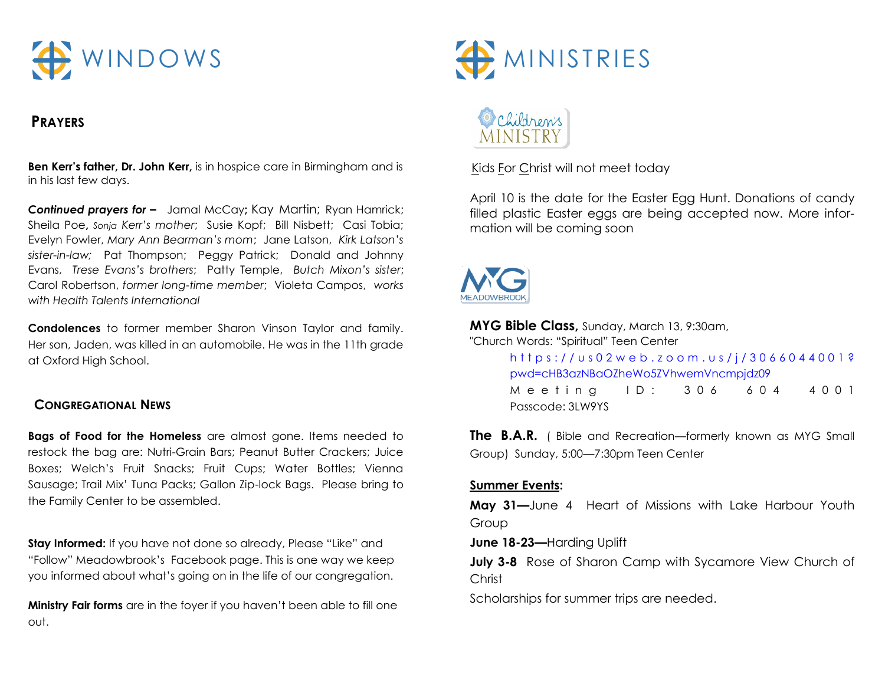# WINDOWS

## PRAYERS

**Ben Kerr's father, Dr. John Kerr,** is in hospice care in Birmingham and is in his last few days.

***Continued prayers for –*** Jamal McCay**;** Kay Martin; Ryan Hamrick; Sheila Poe**,** *Sonja Kerr's mother*; Susie Kopf; Bill Nisbett; Casi Tobia; Evelyn Fowler, *Mary Ann Bearman's mom*; Jane Latson, *Kirk Latson's sister-in-law;* Pat Thompson; Peggy Patrick; Donald and Johnny Evans, *Trese Evans's brothers*; Patty Temple, *Butch Mixon's sister*; Carol Robertson, *former long-time member*; Violeta Campos, *works with Health Talents International*

**Condolences** to former member Sharon Vinson Taylor and family. Her son, Jaden, was killed in an automobile. He was in the 11th grade at Oxford High School.

## CONGREGATIONAL NEWS

**Bags of Food for the Homeless** are almost gone. Items needed to restock the bag are: Nutri-Grain Bars; Peanut Butter Crackers; Juice Boxes; Welch's Fruit Snacks; Fruit Cups; Water Bottles; Vienna Sausage; Trail Mix' Tuna Packs; Gallon Zip-lock Bags. Please bring to the Family Center to be assembled.

**Stay Informed:** If you have not done so already, Please "Like" and "Follow" Meadowbrook's Facebook page. This is one way we keep you informed about what's going on in the life of our congregation.

**Ministry Fair forms** are in the foyer if you haven't been able to fill one out.

# MINISTRIES

Children's MINISTRY

Kids For Christ will not meet today

April 10 is the date for the Easter Egg Hunt. Donations of candy filled plastic Easter eggs are being accepted now. More information will be coming soon

MYG MEADOWBROOK

**MYG Bible Class,** Sunday, March 13, 9:30am,
"Church Words: "Spiritual" Teen Center

https://us02web.zoom.us/j/3066044001?pwd=cHB3azNBaOZheWo5ZVhwemVncmpjdz09
Meeting ID: 306 604 4001
Passcode: 3LW9YS

**The B.A.R.** ( Bible and Recreation—formerly known as MYG Small Group) Sunday, 5:00—7:30pm Teen Center

**Summer Events:**

**May 31—**June 4 Heart of Missions with Lake Harbour Youth Group

**June 18-23—**Harding Uplift

**July 3-8** Rose of Sharon Camp with Sycamore View Church of Christ

Scholarships for summer trips are needed.